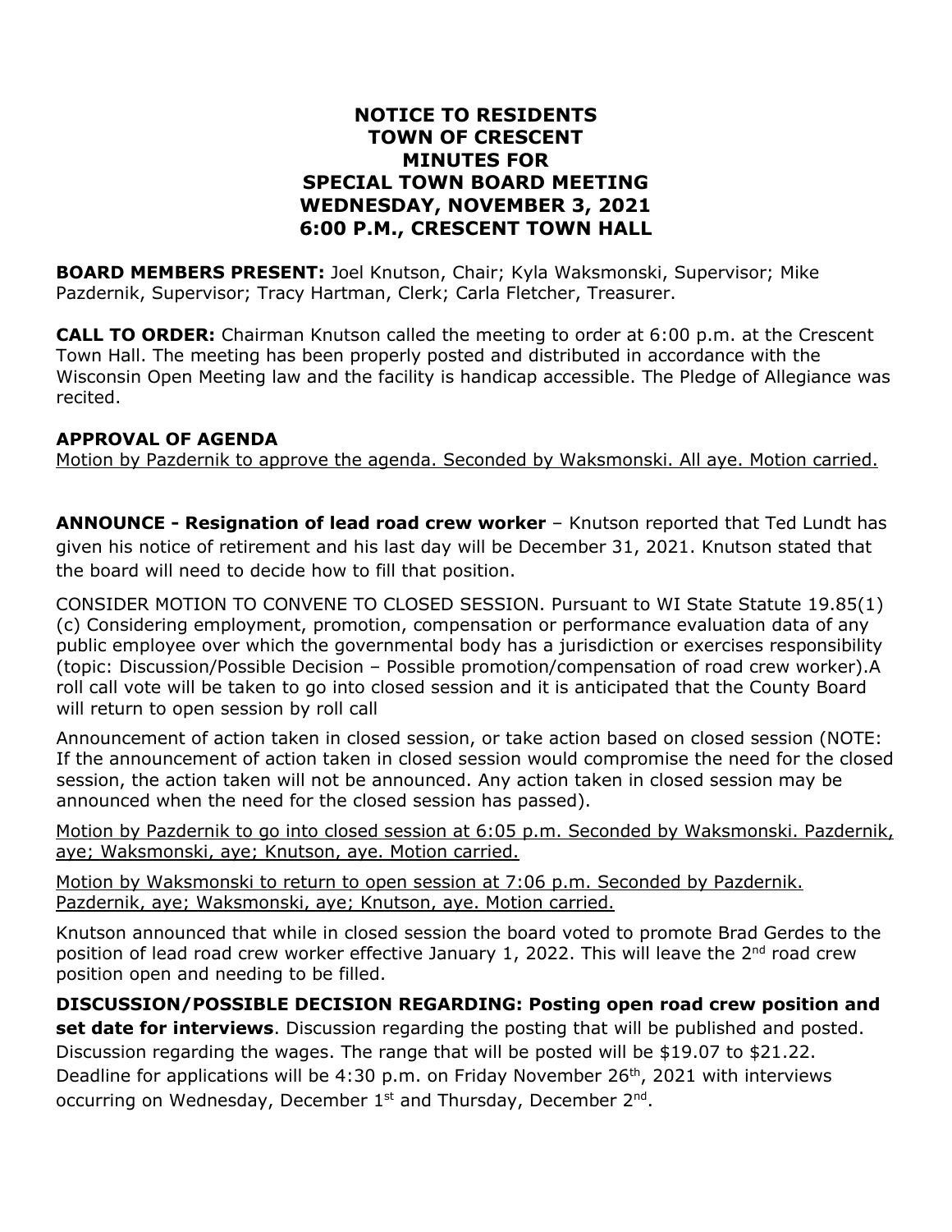# NOTICE TO RESIDENTS
# TOWN OF CRESCENT
# MINUTES FOR
# SPECIAL TOWN BOARD MEETING
# WEDNESDAY, NOVEMBER 3, 2021
# 6:00 P.M., CRESCENT TOWN HALL

**BOARD MEMBERS PRESENT:** Joel Knutson, Chair; Kyla Waksmonski, Supervisor; Mike Pazdernik, Supervisor; Tracy Hartman, Clerk; Carla Fletcher, Treasurer.

**CALL TO ORDER:** Chairman Knutson called the meeting to order at 6:00 p.m. at the Crescent Town Hall. The meeting has been properly posted and distributed in accordance with the Wisconsin Open Meeting law and the facility is handicap accessible. The Pledge of Allegiance was recited.

**APPROVAL OF AGENDA**

<u>Motion by Pazdernik to approve the agenda. Seconded by Waksmonski. All aye. Motion carried.</u>

**ANNOUNCE - Resignation of lead road crew worker** – Knutson reported that Ted Lundt has given his notice of retirement and his last day will be December 31, 2021. Knutson stated that the board will need to decide how to fill that position.

CONSIDER MOTION TO CONVENE TO CLOSED SESSION. Pursuant to WI State Statute 19.85(1)(c) Considering employment, promotion, compensation or performance evaluation data of any public employee over which the governmental body has a jurisdiction or exercises responsibility (topic: Discussion/Possible Decision – Possible promotion/compensation of road crew worker).A roll call vote will be taken to go into closed session and it is anticipated that the County Board will return to open session by roll call

Announcement of action taken in closed session, or take action based on closed session (NOTE: If the announcement of action taken in closed session would compromise the need for the closed session, the action taken will not be announced. Any action taken in closed session may be announced when the need for the closed session has passed).

<u>Motion by Pazdernik to go into closed session at 6:05 p.m. Seconded by Waksmonski. Pazdernik, aye; Waksmonski, aye; Knutson, aye. Motion carried.</u>

<u>Motion by Waksmonski to return to open session at 7:06 p.m. Seconded by Pazdernik. Pazdernik, aye; Waksmonski, aye; Knutson, aye. Motion carried.</u>

Knutson announced that while in closed session the board voted to promote Brad Gerdes to the position of lead road crew worker effective January 1, 2022. This will leave the 2nd road crew position open and needing to be filled.

**DISCUSSION/POSSIBLE DECISION REGARDING: Posting open road crew position and set date for interviews**. Discussion regarding the posting that will be published and posted. Discussion regarding the wages. The range that will be posted will be $19.07 to $21.22. Deadline for applications will be 4:30 p.m. on Friday November 26th, 2021 with interviews occurring on Wednesday, December 1st and Thursday, December 2nd.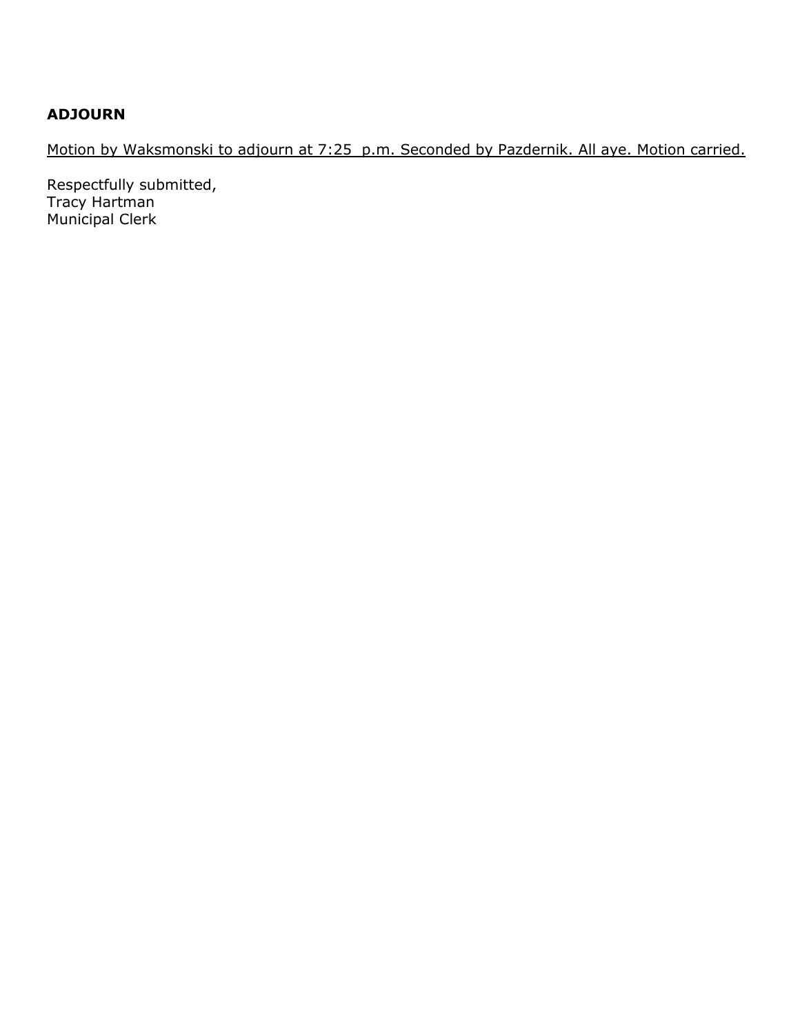**ADJOURN**

<u>Motion by Waksmonski to adjourn at 7:25  p.m. Seconded by Pazdernik. All aye. Motion carried.</u>

Respectfully submitted,  
Tracy Hartman  
Municipal Clerk